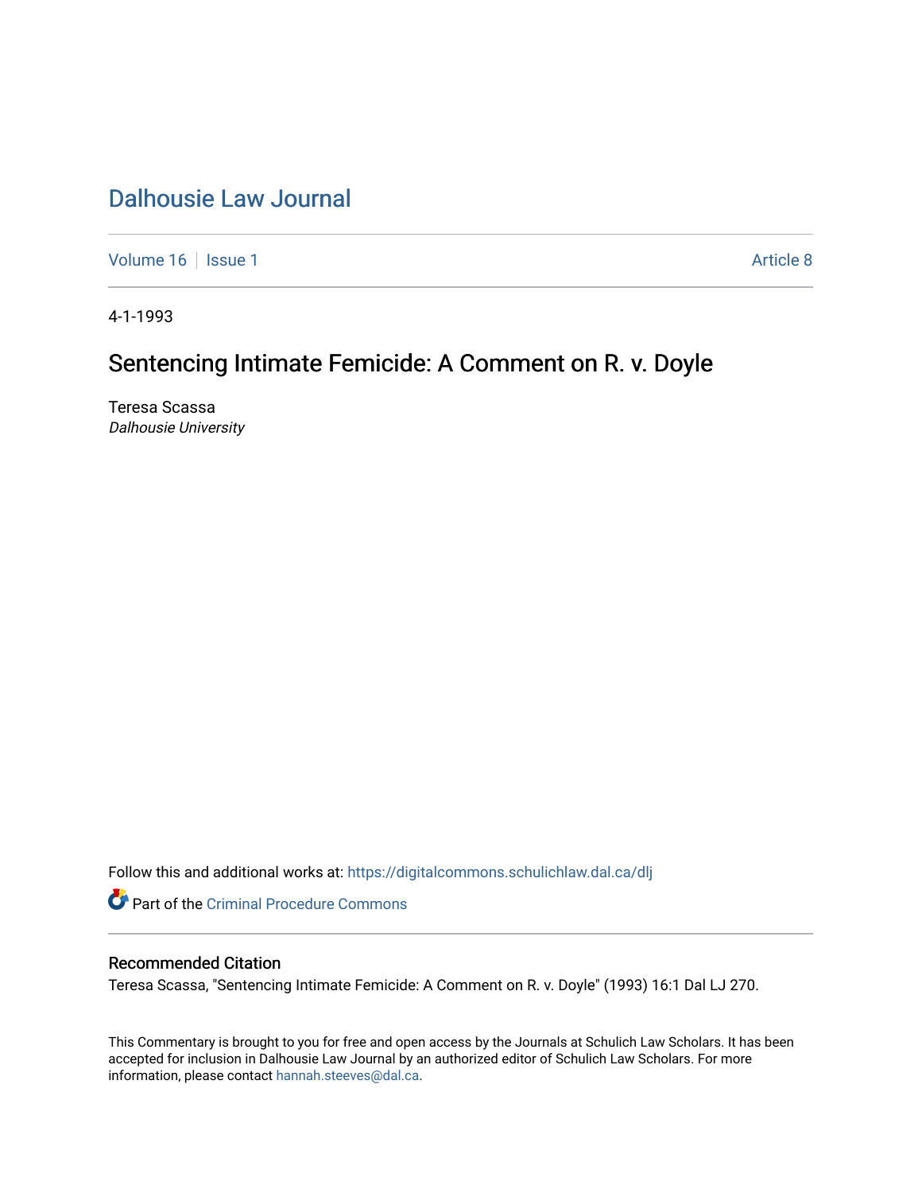# Dalhousie Law Journal

Volume 16 | Issue 1 Article 8

4-1-1993

## Sentencing Intimate Femicide: A Comment on R. v. Doyle

Teresa Scassa
*Dalhousie University*

Follow this and additional works at: https://digitalcommons.schulichlaw.dal.ca/dlj

Part of the Criminal Procedure Commons

### Recommended Citation

Teresa Scassa, "Sentencing Intimate Femicide: A Comment on R. v. Doyle" (1993) 16:1 Dal LJ 270.

This Commentary is brought to you for free and open access by the Journals at Schulich Law Scholars. It has been accepted for inclusion in Dalhousie Law Journal by an authorized editor of Schulich Law Scholars. For more information, please contact hannah.steeves@dal.ca.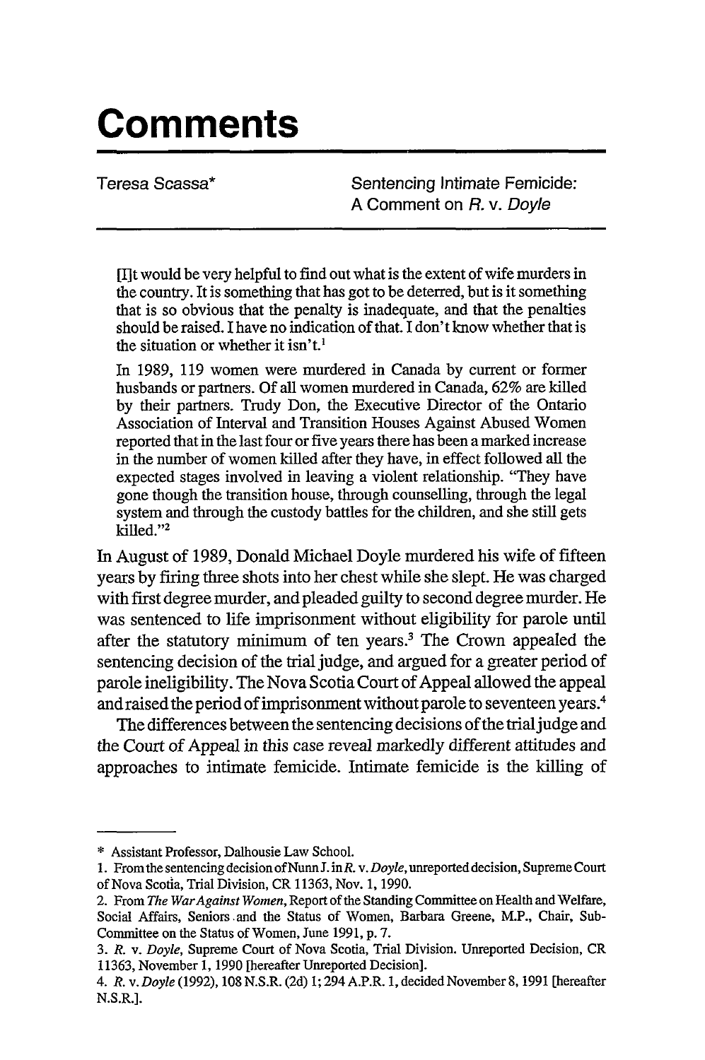# Comments

Teresa Scassa*

Sentencing Intimate Femicide: A Comment on *R.* v. *Doyle*

> [I]t would be very helpful to find out what is the extent of wife murders in the country. It is something that has got to be deterred, but is it something that is so obvious that the penalty is inadequate, and that the penalties should be raised. I have no indication of that. I don't know whether that is the situation or whether it isn't.[1]

> In 1989, 119 women were murdered in Canada by current or former husbands or partners. Of all women murdered in Canada, 62% are killed by their partners. Trudy Don, the Executive Director of the Ontario Association of Interval and Transition Houses Against Abused Women reported that in the last four or five years there has been a marked increase in the number of women killed after they have, in effect followed all the expected stages involved in leaving a violent relationship. "They have gone though the transition house, through counselling, through the legal system and through the custody battles for the children, and she still gets killed."[2]

In August of 1989, Donald Michael Doyle murdered his wife of fifteen years by firing three shots into her chest while she slept. He was charged with first degree murder, and pleaded guilty to second degree murder. He was sentenced to life imprisonment without eligibility for parole until after the statutory minimum of ten years.[3] The Crown appealed the sentencing decision of the trial judge, and argued for a greater period of parole ineligibility. The Nova Scotia Court of Appeal allowed the appeal and raised the period of imprisonment without parole to seventeen years.[4]

The differences between the sentencing decisions of the trial judge and the Court of Appeal in this case reveal markedly different attitudes and approaches to intimate femicide. Intimate femicide is the killing of

---

\* Assistant Professor, Dalhousie Law School.

1. From the sentencing decision of Nunn J. in *R.* v. *Doyle*, unreported decision, Supreme Court of Nova Scotia, Trial Division, CR 11363, Nov. 1, 1990.

2. From *The War Against Women*, Report of the Standing Committee on Health and Welfare, Social Affairs, Seniors and the Status of Women, Barbara Greene, M.P., Chair, Sub-Committee on the Status of Women, June 1991, p. 7.

3. *R.* v. *Doyle*, Supreme Court of Nova Scotia, Trial Division. Unreported Decision, CR 11363, November 1, 1990 [hereafter Unreported Decision].

4. *R.* v. *Doyle* (1992), 108 N.S.R. (2d) 1; 294 A.P.R. 1, decided November 8, 1991 [hereafter N.S.R.].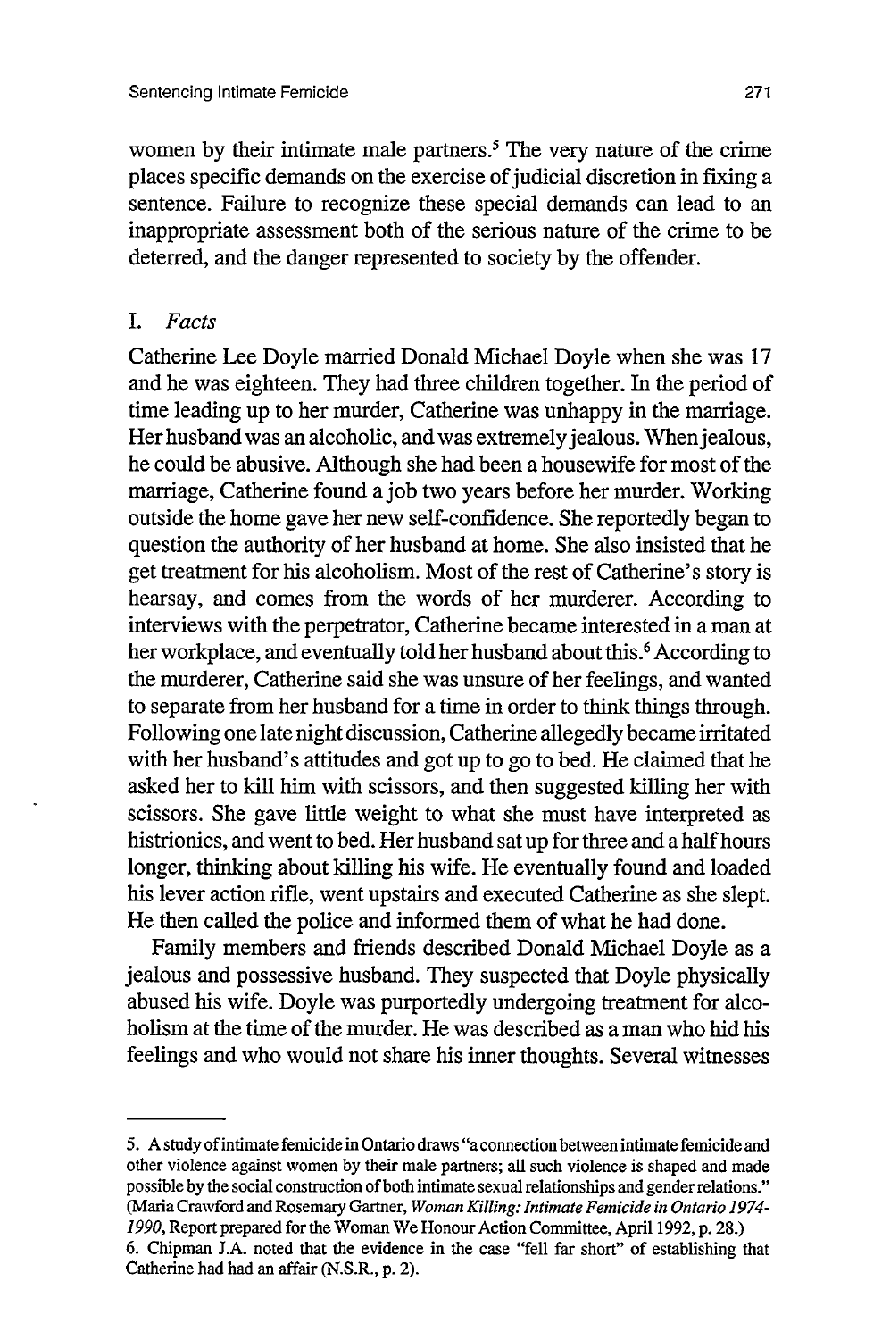women by their intimate male partners.[5] The very nature of the crime places specific demands on the exercise of judicial discretion in fixing a sentence. Failure to recognize these special demands can lead to an inappropriate assessment both of the serious nature of the crime to be deterred, and the danger represented to society by the offender.

## I. *Facts*

Catherine Lee Doyle married Donald Michael Doyle when she was 17 and he was eighteen. They had three children together. In the period of time leading up to her murder, Catherine was unhappy in the marriage. Her husband was an alcoholic, and was extremely jealous. When jealous, he could be abusive. Although she had been a housewife for most of the marriage, Catherine found a job two years before her murder. Working outside the home gave her new self-confidence. She reportedly began to question the authority of her husband at home. She also insisted that he get treatment for his alcoholism. Most of the rest of Catherine's story is hearsay, and comes from the words of her murderer. According to interviews with the perpetrator, Catherine became interested in a man at her workplace, and eventually told her husband about this.[6] According to the murderer, Catherine said she was unsure of her feelings, and wanted to separate from her husband for a time in order to think things through. Following one late night discussion, Catherine allegedly became irritated with her husband's attitudes and got up to go to bed. He claimed that he asked her to kill him with scissors, and then suggested killing her with scissors. She gave little weight to what she must have interpreted as histrionics, and went to bed. Her husband sat up for three and a half hours longer, thinking about killing his wife. He eventually found and loaded his lever action rifle, went upstairs and executed Catherine as she slept. He then called the police and informed them of what he had done.

Family members and friends described Donald Michael Doyle as a jealous and possessive husband. They suspected that Doyle physically abused his wife. Doyle was purportedly undergoing treatment for alcoholism at the time of the murder. He was described as a man who hid his feelings and who would not share his inner thoughts. Several witnesses

---

5. A study of intimate femicide in Ontario draws "a connection between intimate femicide and other violence against women by their male partners; all such violence is shaped and made possible by the social construction of both intimate sexual relationships and gender relations." (Maria Crawford and Rosemary Gartner, *Woman Killing: Intimate Femicide in Ontario 1974-1990*, Report prepared for the Woman We Honour Action Committee, April 1992, p. 28.)

6. Chipman J.A. noted that the evidence in the case "fell far short" of establishing that Catherine had had an affair (N.S.R., p. 2).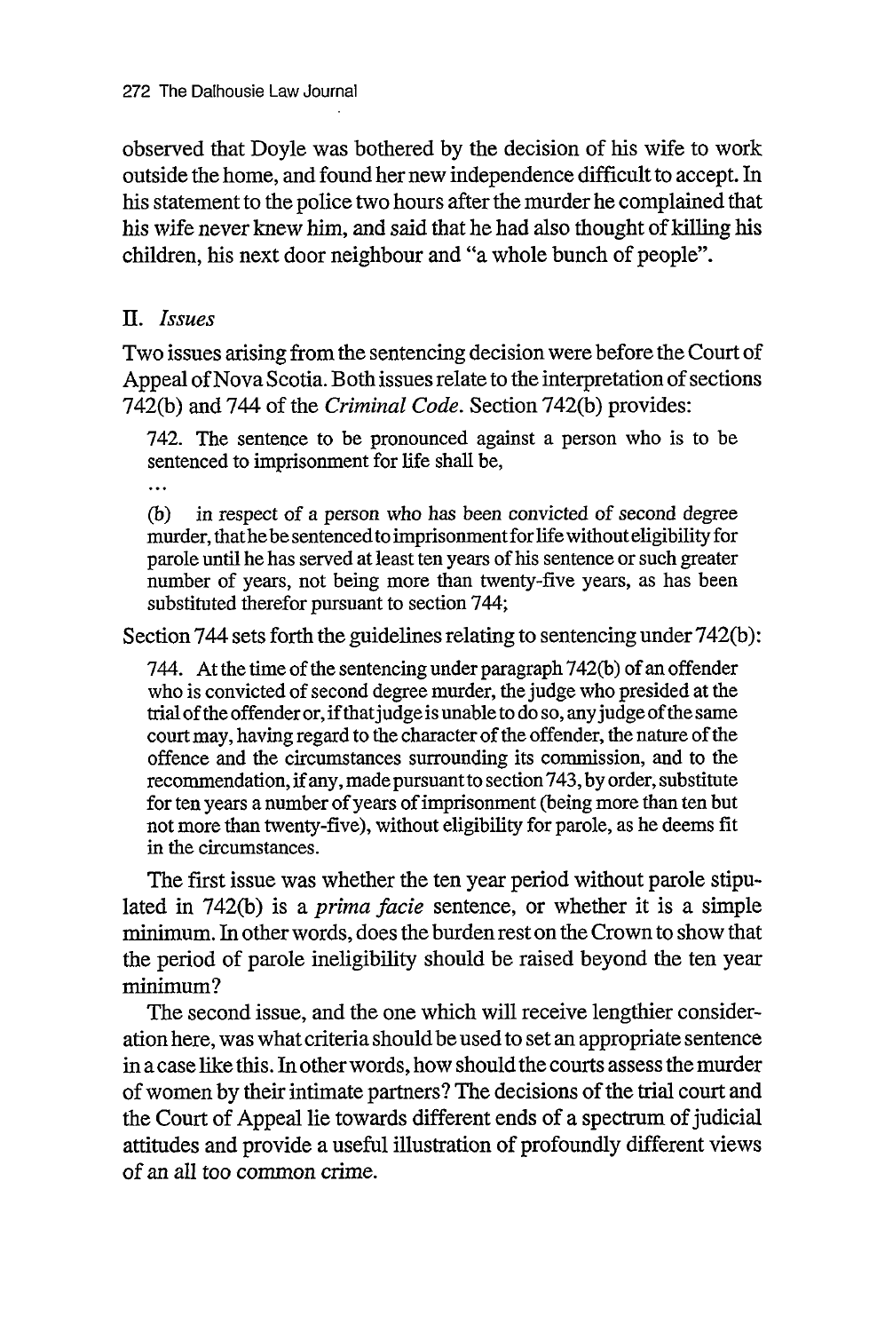observed that Doyle was bothered by the decision of his wife to work outside the home, and found her new independence difficult to accept. In his statement to the police two hours after the murder he complained that his wife never knew him, and said that he had also thought of killing his children, his next door neighbour and "a whole bunch of people".

## II. *Issues*

Two issues arising from the sentencing decision were before the Court of Appeal of Nova Scotia. Both issues relate to the interpretation of sections 742(b) and 744 of the *Criminal Code*. Section 742(b) provides:

> 742. The sentence to be pronounced against a person who is to be sentenced to imprisonment for life shall be,
>
> ...
>
> (b) in respect of a person who has been convicted of second degree murder, that he be sentenced to imprisonment for life without eligibility for parole until he has served at least ten years of his sentence or such greater number of years, not being more than twenty-five years, as has been substituted therefor pursuant to section 744;

Section 744 sets forth the guidelines relating to sentencing under 742(b):

> 744. At the time of the sentencing under paragraph 742(b) of an offender who is convicted of second degree murder, the judge who presided at the trial of the offender or, if that judge is unable to do so, any judge of the same court may, having regard to the character of the offender, the nature of the offence and the circumstances surrounding its commission, and to the recommendation, if any, made pursuant to section 743, by order, substitute for ten years a number of years of imprisonment (being more than ten but not more than twenty-five), without eligibility for parole, as he deems fit in the circumstances.

The first issue was whether the ten year period without parole stipulated in 742(b) is a *prima facie* sentence, or whether it is a simple minimum. In other words, does the burden rest on the Crown to show that the period of parole ineligibility should be raised beyond the ten year minimum?

The second issue, and the one which will receive lengthier consideration here, was what criteria should be used to set an appropriate sentence in a case like this. In other words, how should the courts assess the murder of women by their intimate partners? The decisions of the trial court and the Court of Appeal lie towards different ends of a spectrum of judicial attitudes and provide a useful illustration of profoundly different views of an all too common crime.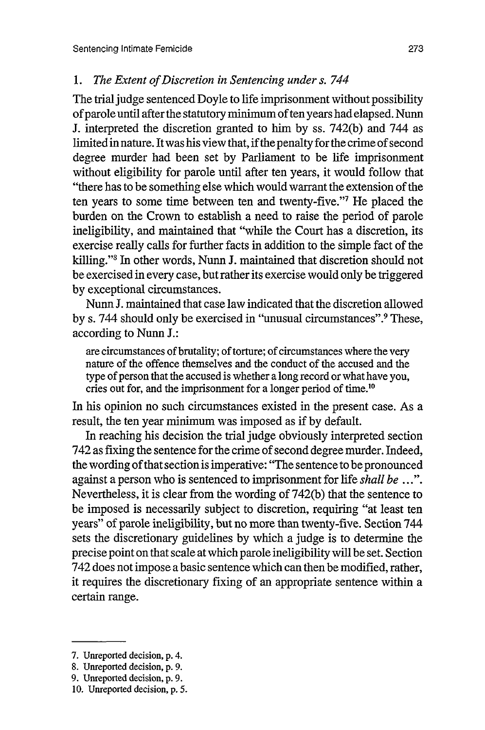### 1. *The Extent of Discretion in Sentencing under s. 744*

The trial judge sentenced Doyle to life imprisonment without possibility of parole until after the statutory minimum of ten years had elapsed. Nunn J. interpreted the discretion granted to him by ss. 742(b) and 744 as limited in nature. It was his view that, if the penalty for the crime of second degree murder had been set by Parliament to be life imprisonment without eligibility for parole until after ten years, it would follow that "there has to be something else which would warrant the extension of the ten years to some time between ten and twenty-five."[7] He placed the burden on the Crown to establish a need to raise the period of parole ineligibility, and maintained that "while the Court has a discretion, its exercise really calls for further facts in addition to the simple fact of the killing."[8] In other words, Nunn J. maintained that discretion should not be exercised in every case, but rather its exercise would only be triggered by exceptional circumstances.

Nunn J. maintained that case law indicated that the discretion allowed by s. 744 should only be exercised in "unusual circumstances".[9] These, according to Nunn J.:

> are circumstances of brutality; of torture; of circumstances where the very nature of the offence themselves and the conduct of the accused and the type of person that the accused is whether a long record or what have you, cries out for, and the imprisonment for a longer period of time.[10]

In his opinion no such circumstances existed in the present case. As a result, the ten year minimum was imposed as if by default.

In reaching his decision the trial judge obviously interpreted section 742 as fixing the sentence for the crime of second degree murder. Indeed, the wording of that section is imperative: "The sentence to be pronounced against a person who is sentenced to imprisonment for life *shall be* ...". Nevertheless, it is clear from the wording of 742(b) that the sentence to be imposed is necessarily subject to discretion, requiring "at least ten years" of parole ineligibility, but no more than twenty-five. Section 744 sets the discretionary guidelines by which a judge is to determine the precise point on that scale at which parole ineligibility will be set. Section 742 does not impose a basic sentence which can then be modified, rather, it requires the discretionary fixing of an appropriate sentence within a certain range.

---

7. Unreported decision, p. 4.
8. Unreported decision, p. 9.
9. Unreported decision, p. 9.
10. Unreported decision, p. 5.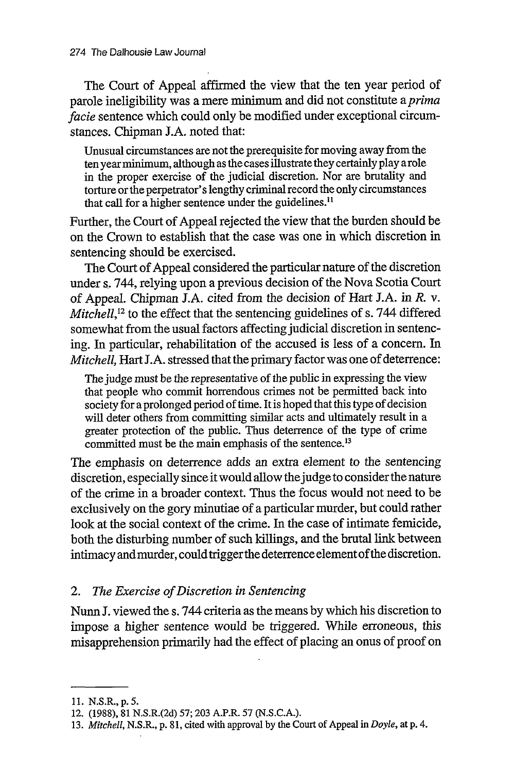The Court of Appeal affirmed the view that the ten year period of parole ineligibility was a mere minimum and did not constitute a *prima facie* sentence which could only be modified under exceptional circumstances. Chipman J.A. noted that:

> Unusual circumstances are not the prerequisite for moving away from the ten year minimum, although as the cases illustrate they certainly play a role in the proper exercise of the judicial discretion. Nor are brutality and torture or the perpetrator's lengthy criminal record the only circumstances that call for a higher sentence under the guidelines.[11]

Further, the Court of Appeal rejected the view that the burden should be on the Crown to establish that the case was one in which discretion in sentencing should be exercised.

The Court of Appeal considered the particular nature of the discretion under s. 744, relying upon a previous decision of the Nova Scotia Court of Appeal. Chipman J.A. cited from the decision of Hart J.A. in *R. v. Mitchell*,[12] to the effect that the sentencing guidelines of s. 744 differed somewhat from the usual factors affecting judicial discretion in sentencing. In particular, rehabilitation of the accused is less of a concern. In *Mitchell*, Hart J.A. stressed that the primary factor was one of deterrence:

> The judge must be the representative of the public in expressing the view that people who commit horrendous crimes not be permitted back into society for a prolonged period of time. It is hoped that this type of decision will deter others from committing similar acts and ultimately result in a greater protection of the public. Thus deterrence of the type of crime committed must be the main emphasis of the sentence.[13]

The emphasis on deterrence adds an extra element to the sentencing discretion, especially since it would allow the judge to consider the nature of the crime in a broader context. Thus the focus would not need to be exclusively on the gory minutiae of a particular murder, but could rather look at the social context of the crime. In the case of intimate femicide, both the disturbing number of such killings, and the brutal link between intimacy and murder, could trigger the deterrence element of the discretion.

## 2. *The Exercise of Discretion in Sentencing*

Nunn J. viewed the s. 744 criteria as the means by which his discretion to impose a higher sentence would be triggered. While erroneous, this misapprehension primarily had the effect of placing an onus of proof on

---

11. N.S.R., p. 5.
12. (1988), 81 N.S.R.(2d) 57; 203 A.P.R. 57 (N.S.C.A.).
13. *Mitchell*, N.S.R., p. 81, cited with approval by the Court of Appeal in *Doyle*, at p. 4.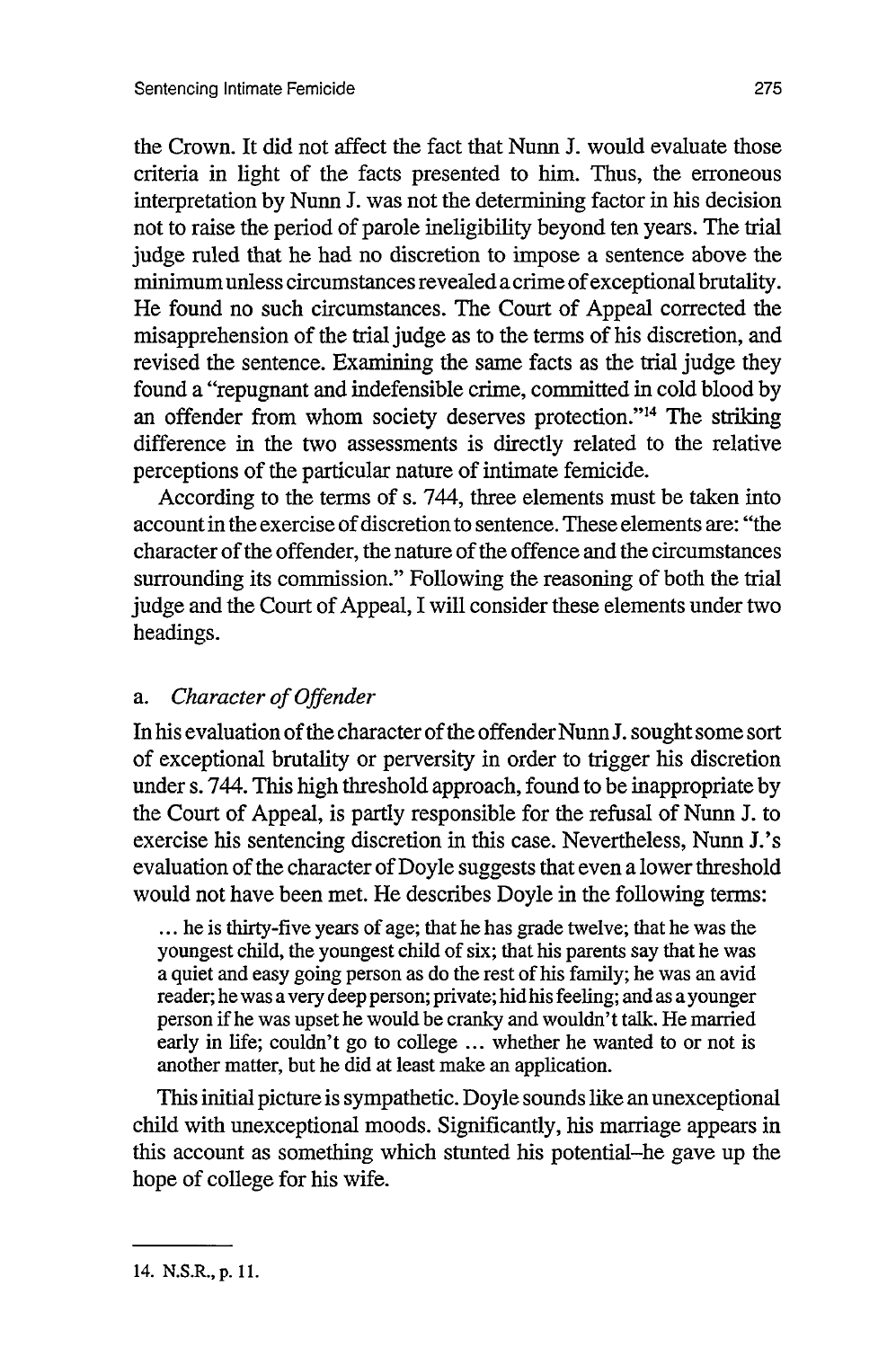the Crown. It did not affect the fact that Nunn J. would evaluate those criteria in light of the facts presented to him. Thus, the erroneous interpretation by Nunn J. was not the determining factor in his decision not to raise the period of parole ineligibility beyond ten years. The trial judge ruled that he had no discretion to impose a sentence above the minimum unless circumstances revealed a crime of exceptional brutality. He found no such circumstances. The Court of Appeal corrected the misapprehension of the trial judge as to the terms of his discretion, and revised the sentence. Examining the same facts as the trial judge they found a "repugnant and indefensible crime, committed in cold blood by an offender from whom society deserves protection."[14] The striking difference in the two assessments is directly related to the relative perceptions of the particular nature of intimate femicide.

According to the terms of s. 744, three elements must be taken into account in the exercise of discretion to sentence. These elements are: "the character of the offender, the nature of the offence and the circumstances surrounding its commission." Following the reasoning of both the trial judge and the Court of Appeal, I will consider these elements under two headings.

### a. *Character of Offender*

In his evaluation of the character of the offender Nunn J. sought some sort of exceptional brutality or perversity in order to trigger his discretion under s. 744. This high threshold approach, found to be inappropriate by the Court of Appeal, is partly responsible for the refusal of Nunn J. to exercise his sentencing discretion in this case. Nevertheless, Nunn J.'s evaluation of the character of Doyle suggests that even a lower threshold would not have been met. He describes Doyle in the following terms:

> ... he is thirty-five years of age; that he has grade twelve; that he was the youngest child, the youngest child of six; that his parents say that he was a quiet and easy going person as do the rest of his family; he was an avid reader; he was a very deep person; private; hid his feeling; and as a younger person if he was upset he would be cranky and wouldn't talk. He married early in life; couldn't go to college ... whether he wanted to or not is another matter, but he did at least make an application.

This initial picture is sympathetic. Doyle sounds like an unexceptional child with unexceptional moods. Significantly, his marriage appears in this account as something which stunted his potential–he gave up the hope of college for his wife.

---

14. N.S.R., p. 11.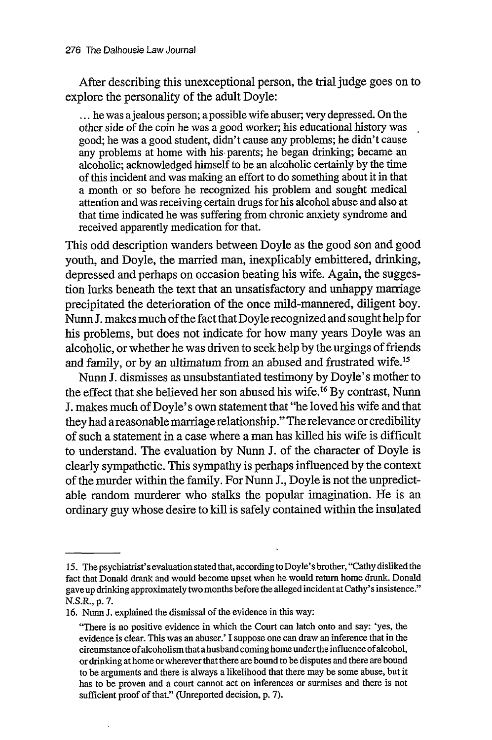After describing this unexceptional person, the trial judge goes on to explore the personality of the adult Doyle:

> ... he was a jealous person; a possible wife abuser; very depressed. On the other side of the coin he was a good worker; his educational history was good; he was a good student, didn't cause any problems; he didn't cause any problems at home with his parents; he began drinking; became an alcoholic; acknowledged himself to be an alcoholic certainly by the time of this incident and was making an effort to do something about it in that a month or so before he recognized his problem and sought medical attention and was receiving certain drugs for his alcohol abuse and also at that time indicated he was suffering from chronic anxiety syndrome and received apparently medication for that.

This odd description wanders between Doyle as the good son and good youth, and Doyle, the married man, inexplicably embittered, drinking, depressed and perhaps on occasion beating his wife. Again, the suggestion lurks beneath the text that an unsatisfactory and unhappy marriage precipitated the deterioration of the once mild-mannered, diligent boy. Nunn J. makes much of the fact that Doyle recognized and sought help for his problems, but does not indicate for how many years Doyle was an alcoholic, or whether he was driven to seek help by the urgings of friends and family, or by an ultimatum from an abused and frustrated wife.[15]

Nunn J. dismisses as unsubstantiated testimony by Doyle's mother to the effect that she believed her son abused his wife.[16] By contrast, Nunn J. makes much of Doyle's own statement that "he loved his wife and that they had a reasonable marriage relationship." The relevance or credibility of such a statement in a case where a man has killed his wife is difficult to understand. The evaluation by Nunn J. of the character of Doyle is clearly sympathetic. This sympathy is perhaps influenced by the context of the murder within the family. For Nunn J., Doyle is not the unpredictable random murderer who stalks the popular imagination. He is an ordinary guy whose desire to kill is safely contained within the insulated

---

15. The psychiatrist's evaluation stated that, according to Doyle's brother, "Cathy disliked the fact that Donald drank and would become upset when he would return home drunk. Donald gave up drinking approximately two months before the alleged incident at Cathy's insistence." N.S.R., p. 7.

16. Nunn J. explained the dismissal of the evidence in this way:

> "There is no positive evidence in which the Court can latch onto and say: 'yes, the evidence is clear. This was an abuser.' I suppose one can draw an inference that in the circumstance of alcoholism that a husband coming home under the influence of alcohol, or drinking at home or wherever that there are bound to be disputes and there are bound to be arguments and there is always a likelihood that there may be some abuse, but it has to be proven and a court cannot act on inferences or surmises and there is not sufficient proof of that." (Unreported decision, p. 7).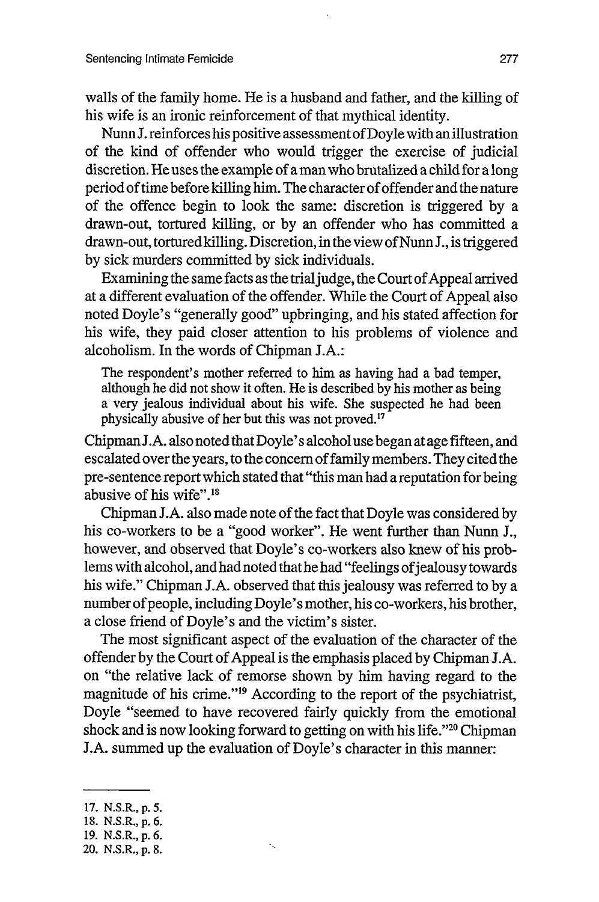walls of the family home. He is a husband and father, and the killing of his wife is an ironic reinforcement of that mythical identity.

Nunn J. reinforces his positive assessment of Doyle with an illustration of the kind of offender who would trigger the exercise of judicial discretion. He uses the example of a man who brutalized a child for a long period of time before killing him. The character of offender and the nature of the offence begin to look the same: discretion is triggered by a drawn-out, tortured killing, or by an offender who has committed a drawn-out, tortured killing. Discretion, in the view of Nunn J., is triggered by sick murders committed by sick individuals.

Examining the same facts as the trial judge, the Court of Appeal arrived at a different evaluation of the offender. While the Court of Appeal also noted Doyle's "generally good" upbringing, and his stated affection for his wife, they paid closer attention to his problems of violence and alcoholism. In the words of Chipman J.A.:

> The respondent's mother referred to him as having had a bad temper, although he did not show it often. He is described by his mother as being a very jealous individual about his wife. She suspected he had been physically abusive of her but this was not proved.[17]

Chipman J.A. also noted that Doyle's alcohol use began at age fifteen, and escalated over the years, to the concern of family members. They cited the pre-sentence report which stated that "this man had a reputation for being abusive of his wife".[18]

Chipman J.A. also made note of the fact that Doyle was considered by his co-workers to be a "good worker". He went further than Nunn J., however, and observed that Doyle's co-workers also knew of his problems with alcohol, and had noted that he had "feelings of jealousy towards his wife." Chipman J.A. observed that this jealousy was referred to by a number of people, including Doyle's mother, his co-workers, his brother, a close friend of Doyle's and the victim's sister.

The most significant aspect of the evaluation of the character of the offender by the Court of Appeal is the emphasis placed by Chipman J.A. on "the relative lack of remorse shown by him having regard to the magnitude of his crime."[19] According to the report of the psychiatrist, Doyle "seemed to have recovered fairly quickly from the emotional shock and is now looking forward to getting on with his life."[20] Chipman J.A. summed up the evaluation of Doyle's character in this manner:

---

17. N.S.R., p. 5.
18. N.S.R., p. 6.
19. N.S.R., p. 6.
20. N.S.R., p. 8.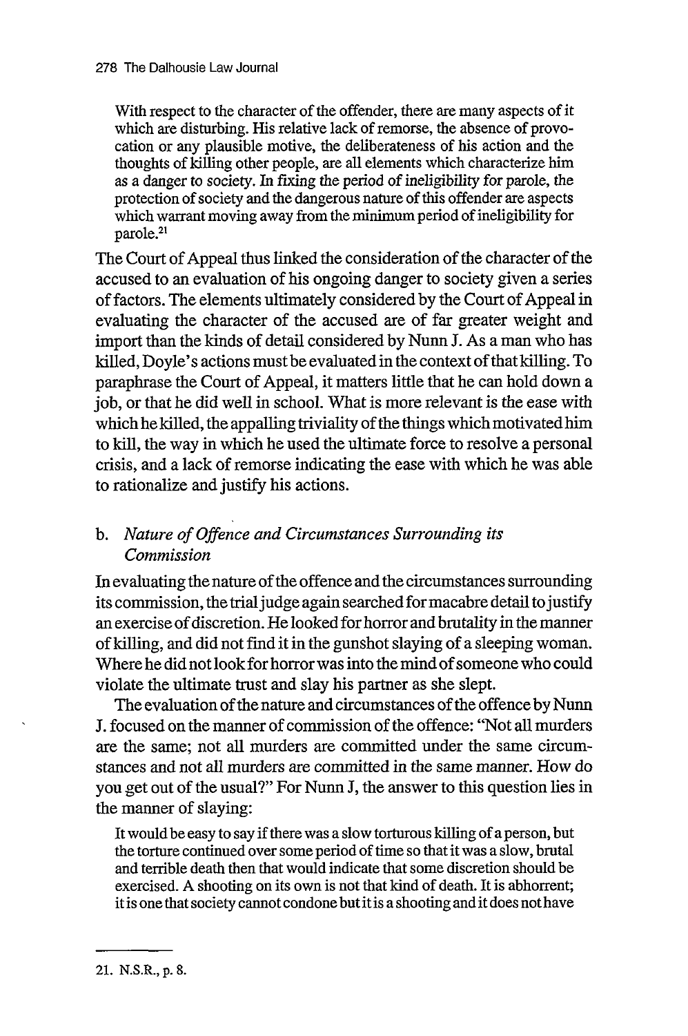> With respect to the character of the offender, there are many aspects of it which are disturbing. His relative lack of remorse, the absence of provocation or any plausible motive, the deliberateness of his action and the thoughts of killing other people, are all elements which characterize him as a danger to society. In fixing the period of ineligibility for parole, the protection of society and the dangerous nature of this offender are aspects which warrant moving away from the minimum period of ineligibility for parole.[21]

The Court of Appeal thus linked the consideration of the character of the accused to an evaluation of his ongoing danger to society given a series of factors. The elements ultimately considered by the Court of Appeal in evaluating the character of the accused are of far greater weight and import than the kinds of detail considered by Nunn J. As a man who has killed, Doyle's actions must be evaluated in the context of that killing. To paraphrase the Court of Appeal, it matters little that he can hold down a job, or that he did well in school. What is more relevant is the ease with which he killed, the appalling triviality of the things which motivated him to kill, the way in which he used the ultimate force to resolve a personal crisis, and a lack of remorse indicating the ease with which he was able to rationalize and justify his actions.

### b. *Nature of Offence and Circumstances Surrounding its Commission*

In evaluating the nature of the offence and the circumstances surrounding its commission, the trial judge again searched for macabre detail to justify an exercise of discretion. He looked for horror and brutality in the manner of killing, and did not find it in the gunshot slaying of a sleeping woman. Where he did not look for horror was into the mind of someone who could violate the ultimate trust and slay his partner as she slept.

The evaluation of the nature and circumstances of the offence by Nunn J. focused on the manner of commission of the offence: "Not all murders are the same; not all murders are committed under the same circumstances and not all murders are committed in the same manner. How do you get out of the usual?" For Nunn J, the answer to this question lies in the manner of slaying:

> It would be easy to say if there was a slow torturous killing of a person, but the torture continued over some period of time so that it was a slow, brutal and terrible death then that would indicate that some discretion should be exercised. A shooting on its own is not that kind of death. It is abhorrent; it is one that society cannot condone but it is a shooting and it does not have

---

21. N.S.R., p. 8.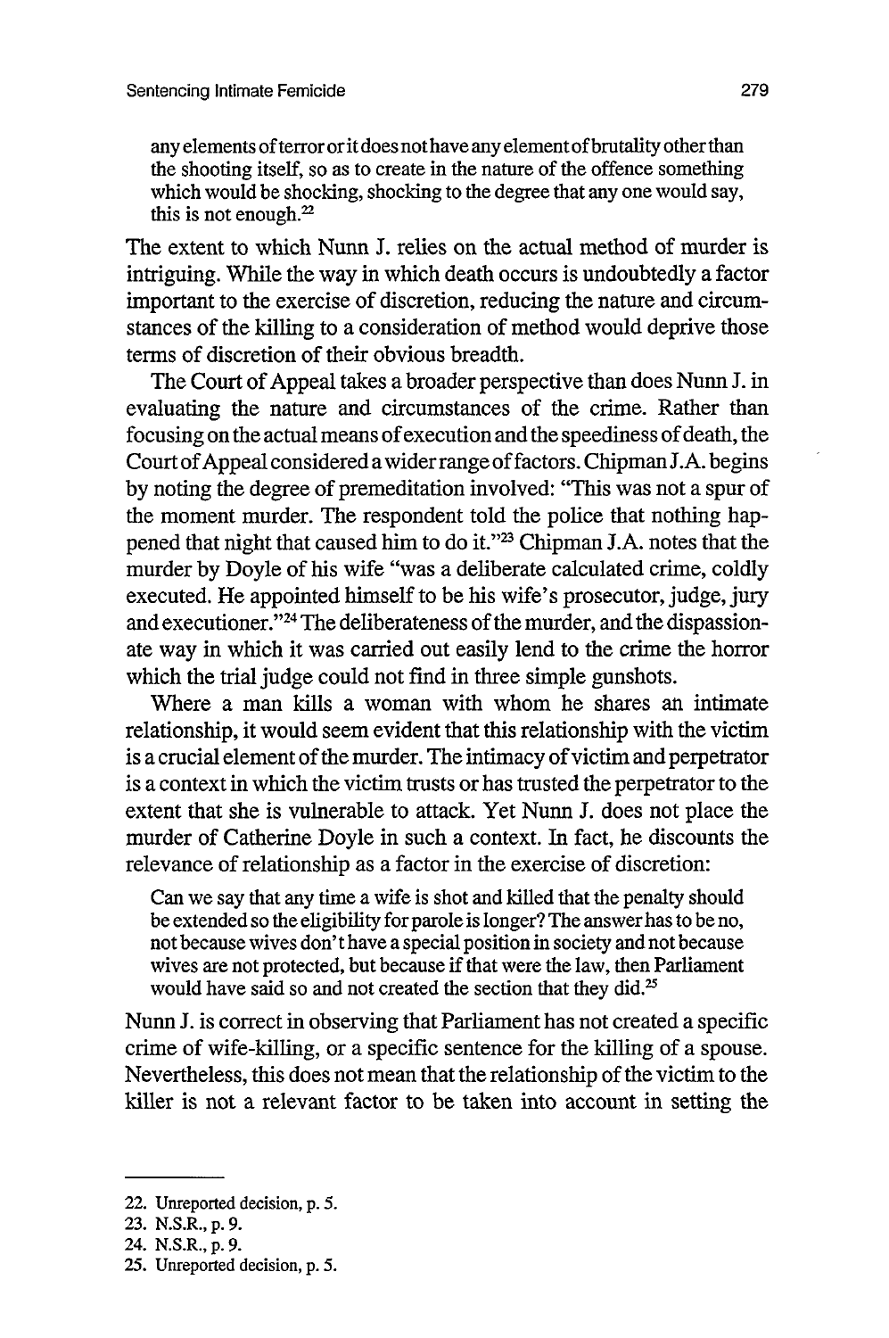> any elements of terror or it does not have any element of brutality other than the shooting itself, so as to create in the nature of the offence something which would be shocking, shocking to the degree that any one would say, this is not enough.[22]

The extent to which Nunn J. relies on the actual method of murder is intriguing. While the way in which death occurs is undoubtedly a factor important to the exercise of discretion, reducing the nature and circumstances of the killing to a consideration of method would deprive those terms of discretion of their obvious breadth.

The Court of Appeal takes a broader perspective than does Nunn J. in evaluating the nature and circumstances of the crime. Rather than focusing on the actual means of execution and the speediness of death, the Court of Appeal considered a wider range of factors. Chipman J.A. begins by noting the degree of premeditation involved: "This was not a spur of the moment murder. The respondent told the police that nothing happened that night that caused him to do it."[23] Chipman J.A. notes that the murder by Doyle of his wife "was a deliberate calculated crime, coldly executed. He appointed himself to be his wife's prosecutor, judge, jury and executioner."[24] The deliberateness of the murder, and the dispassionate way in which it was carried out easily lend to the crime the horror which the trial judge could not find in three simple gunshots.

Where a man kills a woman with whom he shares an intimate relationship, it would seem evident that this relationship with the victim is a crucial element of the murder. The intimacy of victim and perpetrator is a context in which the victim trusts or has trusted the perpetrator to the extent that she is vulnerable to attack. Yet Nunn J. does not place the murder of Catherine Doyle in such a context. In fact, he discounts the relevance of relationship as a factor in the exercise of discretion:

> Can we say that any time a wife is shot and killed that the penalty should be extended so the eligibility for parole is longer? The answer has to be no, not because wives don't have a special position in society and not because wives are not protected, but because if that were the law, then Parliament would have said so and not created the section that they did.[25]

Nunn J. is correct in observing that Parliament has not created a specific crime of wife-killing, or a specific sentence for the killing of a spouse. Nevertheless, this does not mean that the relationship of the victim to the killer is not a relevant factor to be taken into account in setting the

---

22. Unreported decision, p. 5.
23. N.S.R., p. 9.
24. N.S.R., p. 9.
25. Unreported decision, p. 5.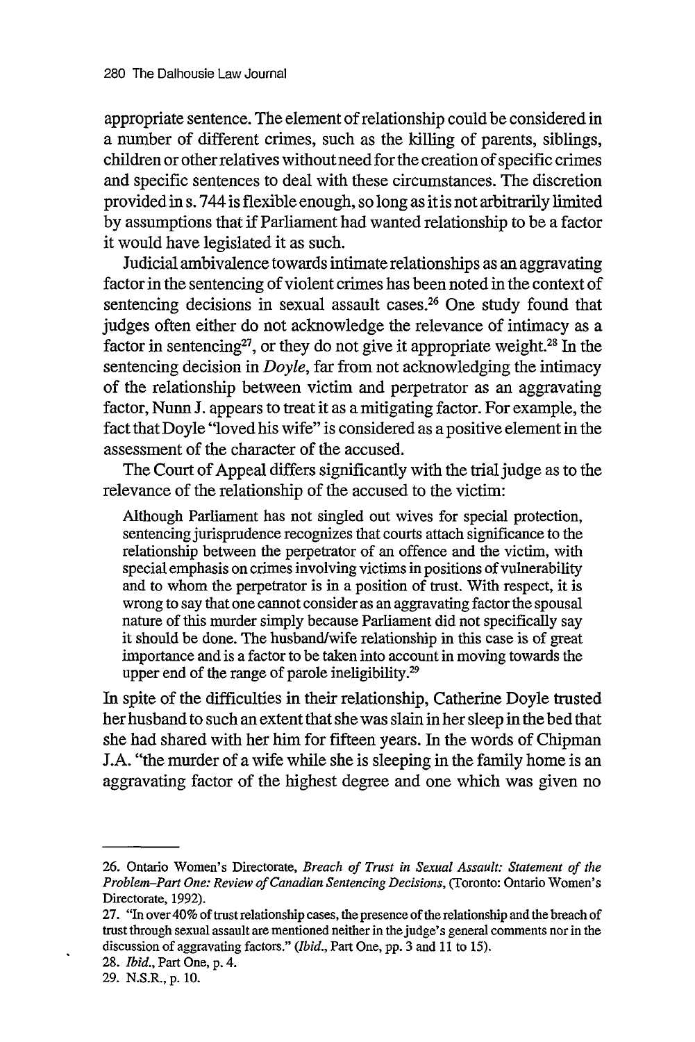appropriate sentence. The element of relationship could be considered in a number of different crimes, such as the killing of parents, siblings, children or other relatives without need for the creation of specific crimes and specific sentences to deal with these circumstances. The discretion provided in s. 744 is flexible enough, so long as it is not arbitrarily limited by assumptions that if Parliament had wanted relationship to be a factor it would have legislated it as such.

Judicial ambivalence towards intimate relationships as an aggravating factor in the sentencing of violent crimes has been noted in the context of sentencing decisions in sexual assault cases.[26] One study found that judges often either do not acknowledge the relevance of intimacy as a factor in sentencing[27], or they do not give it appropriate weight.[28] In the sentencing decision in *Doyle*, far from not acknowledging the intimacy of the relationship between victim and perpetrator as an aggravating factor, Nunn J. appears to treat it as a mitigating factor. For example, the fact that Doyle "loved his wife" is considered as a positive element in the assessment of the character of the accused.

The Court of Appeal differs significantly with the trial judge as to the relevance of the relationship of the accused to the victim:

> Although Parliament has not singled out wives for special protection, sentencing jurisprudence recognizes that courts attach significance to the relationship between the perpetrator of an offence and the victim, with special emphasis on crimes involving victims in positions of vulnerability and to whom the perpetrator is in a position of trust. With respect, it is wrong to say that one cannot consider as an aggravating factor the spousal nature of this murder simply because Parliament did not specifically say it should be done. The husband/wife relationship in this case is of great importance and is a factor to be taken into account in moving towards the upper end of the range of parole ineligibility.[29]

In spite of the difficulties in their relationship, Catherine Doyle trusted her husband to such an extent that she was slain in her sleep in the bed that she had shared with her him for fifteen years. In the words of Chipman J.A. "the murder of a wife while she is sleeping in the family home is an aggravating factor of the highest degree and one which was given no

---

26. Ontario Women's Directorate, *Breach of Trust in Sexual Assault: Statement of the Problem–Part One: Review of Canadian Sentencing Decisions*, (Toronto: Ontario Women's Directorate, 1992).

27. "In over 40% of trust relationship cases, the presence of the relationship and the breach of trust through sexual assault are mentioned neither in the judge's general comments nor in the discussion of aggravating factors." (*Ibid.*, Part One, pp. 3 and 11 to 15).

28. *Ibid.*, Part One, p. 4.

29. N.S.R., p. 10.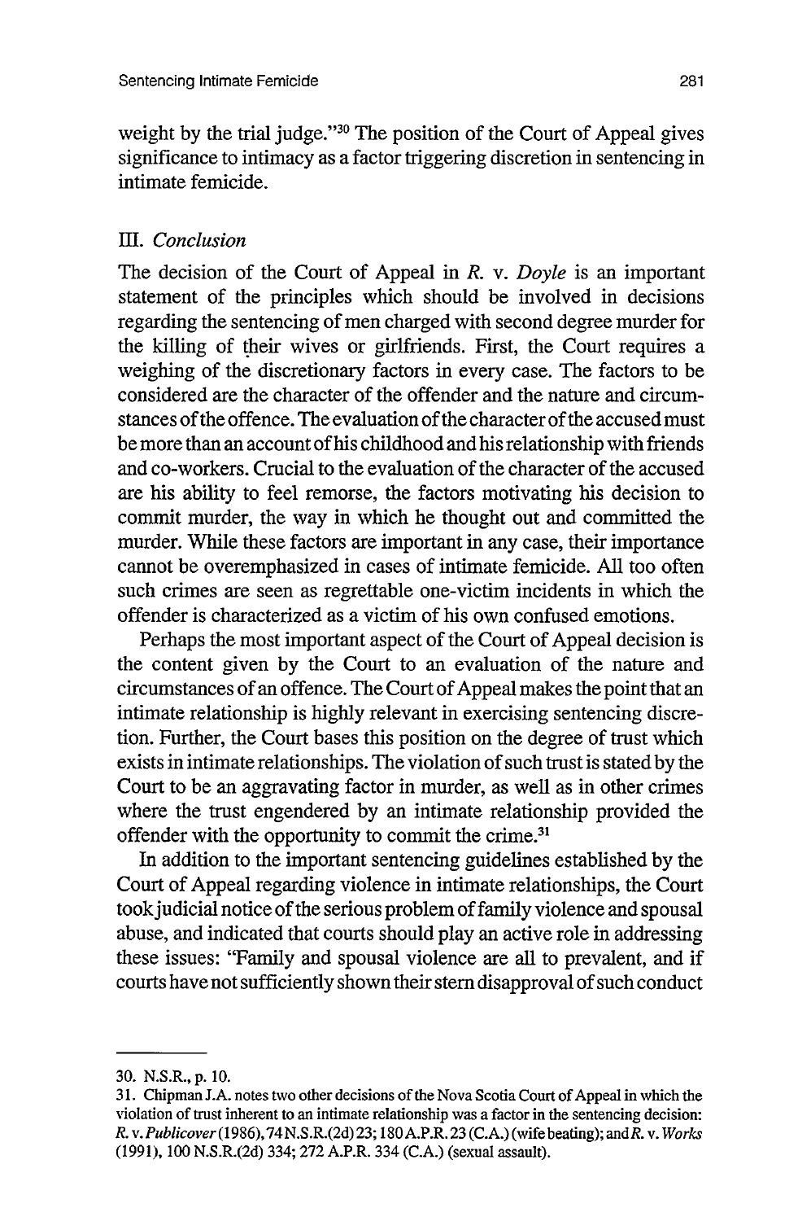weight by the trial judge."[30] The position of the Court of Appeal gives significance to intimacy as a factor triggering discretion in sentencing in intimate femicide.

### III. *Conclusion*

The decision of the Court of Appeal in *R.* v. *Doyle* is an important statement of the principles which should be involved in decisions regarding the sentencing of men charged with second degree murder for the killing of their wives or girlfriends. First, the Court requires a weighing of the discretionary factors in every case. The factors to be considered are the character of the offender and the nature and circumstances of the offence. The evaluation of the character of the accused must be more than an account of his childhood and his relationship with friends and co-workers. Crucial to the evaluation of the character of the accused are his ability to feel remorse, the factors motivating his decision to commit murder, the way in which he thought out and committed the murder. While these factors are important in any case, their importance cannot be overemphasized in cases of intimate femicide. All too often such crimes are seen as regrettable one-victim incidents in which the offender is characterized as a victim of his own confused emotions.

Perhaps the most important aspect of the Court of Appeal decision is the content given by the Court to an evaluation of the nature and circumstances of an offence. The Court of Appeal makes the point that an intimate relationship is highly relevant in exercising sentencing discretion. Further, the Court bases this position on the degree of trust which exists in intimate relationships. The violation of such trust is stated by the Court to be an aggravating factor in murder, as well as in other crimes where the trust engendered by an intimate relationship provided the offender with the opportunity to commit the crime.[31]

In addition to the important sentencing guidelines established by the Court of Appeal regarding violence in intimate relationships, the Court took judicial notice of the serious problem of family violence and spousal abuse, and indicated that courts should play an active role in addressing these issues: "Family and spousal violence are all to prevalent, and if courts have not sufficiently shown their stern disapproval of such conduct

---

30. N.S.R., p. 10.

31. Chipman J.A. notes two other decisions of the Nova Scotia Court of Appeal in which the violation of trust inherent to an intimate relationship was a factor in the sentencing decision: *R.* v. *Publicover* (1986), 74 N.S.R.(2d) 23; 180 A.P.R. 23 (C.A.) (wife beating); and *R.* v. *Works* (1991), 100 N.S.R.(2d) 334; 272 A.P.R. 334 (C.A.) (sexual assault).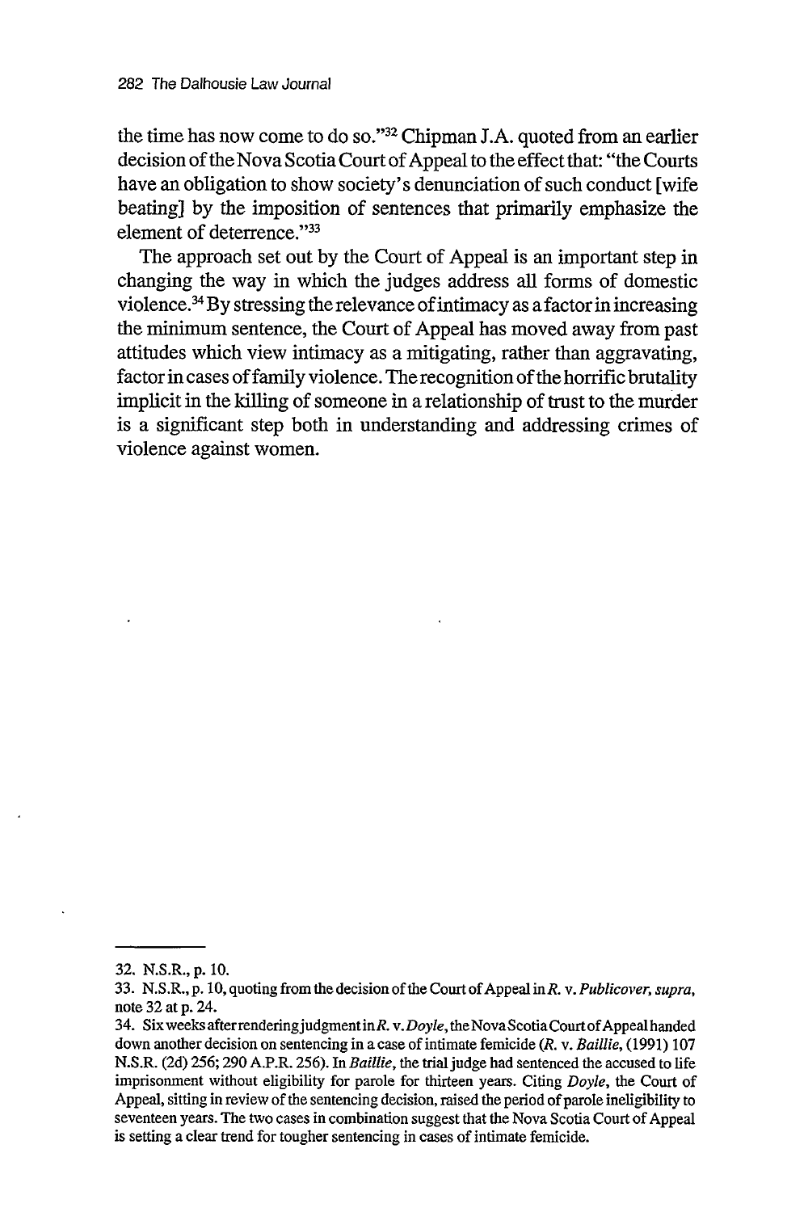the time has now come to do so."[32] Chipman J.A. quoted from an earlier decision of the Nova Scotia Court of Appeal to the effect that: "the Courts have an obligation to show society's denunciation of such conduct [wife beating] by the imposition of sentences that primarily emphasize the element of deterrence."[33]

The approach set out by the Court of Appeal is an important step in changing the way in which the judges address all forms of domestic violence.[34] By stressing the relevance of intimacy as a factor in increasing the minimum sentence, the Court of Appeal has moved away from past attitudes which view intimacy as a mitigating, rather than aggravating, factor in cases of family violence. The recognition of the horrific brutality implicit in the killing of someone in a relationship of trust to the murder is a significant step both in understanding and addressing crimes of violence against women.

---

32. N.S.R., p. 10.

33. N.S.R., p. 10, quoting from the decision of the Court of Appeal in *R. v. Publicover, supra*, note 32 at p. 24.

34. Six weeks after rendering judgment in *R. v. Doyle*, the Nova Scotia Court of Appeal handed down another decision on sentencing in a case of intimate femicide (*R. v. Baillie*, (1991) 107 N.S.R. (2d) 256; 290 A.P.R. 256). In *Baillie*, the trial judge had sentenced the accused to life imprisonment without eligibility for parole for thirteen years. Citing *Doyle*, the Court of Appeal, sitting in review of the sentencing decision, raised the period of parole ineligibility to seventeen years. The two cases in combination suggest that the Nova Scotia Court of Appeal is setting a clear trend for tougher sentencing in cases of intimate femicide.